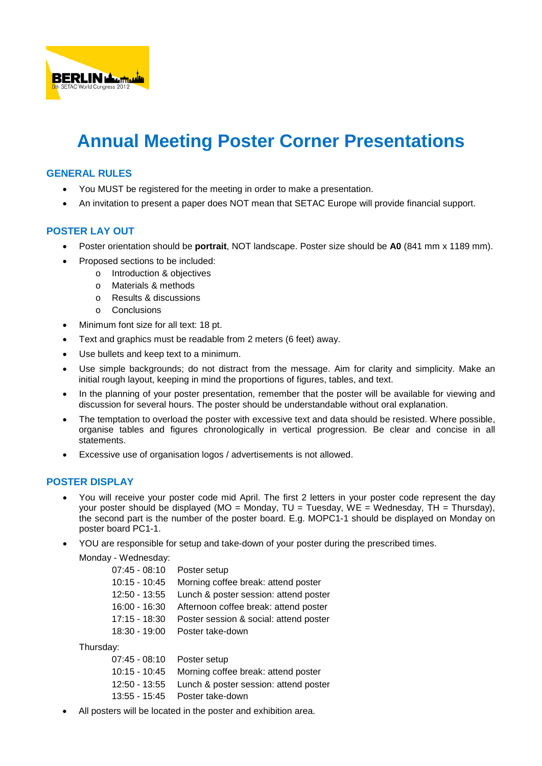# Annual Meeting Poster Corner Presentations

## GENERAL RULES

- You MUST be registered for the meeting in order to make a presentation.
- An invitation to present a paper does NOT mean that SETAC Europe will provide financial support.

## POSTER LAY OUT

- Poster orientation should be **portrait**, NOT landscape. Poster size should be **A0** (841 mm x 1189 mm).
- Proposed sections to be included:
  - Introduction & objectives
  - Materials & methods
  - Results & discussions
  - Conclusions
- Minimum font size for all text: 18 pt.
- Text and graphics must be readable from 2 meters (6 feet) away.
- Use bullets and keep text to a minimum.
- Use simple backgrounds; do not distract from the message. Aim for clarity and simplicity. Make an initial rough layout, keeping in mind the proportions of figures, tables, and text.
- In the planning of your poster presentation, remember that the poster will be available for viewing and discussion for several hours. The poster should be understandable without oral explanation.
- The temptation to overload the poster with excessive text and data should be resisted. Where possible, organise tables and figures chronologically in vertical progression. Be clear and concise in all statements.
- Excessive use of organisation logos / advertisements is not allowed.

## POSTER DISPLAY

- You will receive your poster code mid April. The first 2 letters in your poster code represent the day your poster should be displayed (MO = Monday, TU = Tuesday, WE = Wednesday, TH = Thursday), the second part is the number of the poster board. E.g. MOPC1-1 should be displayed on Monday on poster board PC1-1.
- YOU are responsible for setup and take-down of your poster during the prescribed times.

  Monday - Wednesday:

  | | |
  |---|---|
  | 07:45 - 08:10 | Poster setup |
  | 10:15 - 10:45 | Morning coffee break: attend poster |
  | 12:50 - 13:55 | Lunch & poster session: attend poster |
  | 16:00 - 16:30 | Afternoon coffee break: attend poster |
  | 17:15 - 18:30 | Poster session & social: attend poster |
  | 18:30 - 19:00 | Poster take-down |

  Thursday:

  | | |
  |---|---|
  | 07:45 - 08:10 | Poster setup |
  | 10:15 - 10:45 | Morning coffee break: attend poster |
  | 12:50 - 13:55 | Lunch & poster session: attend poster |
  | 13:55 - 15:45 | Poster take-down |

- All posters will be located in the poster and exhibition area.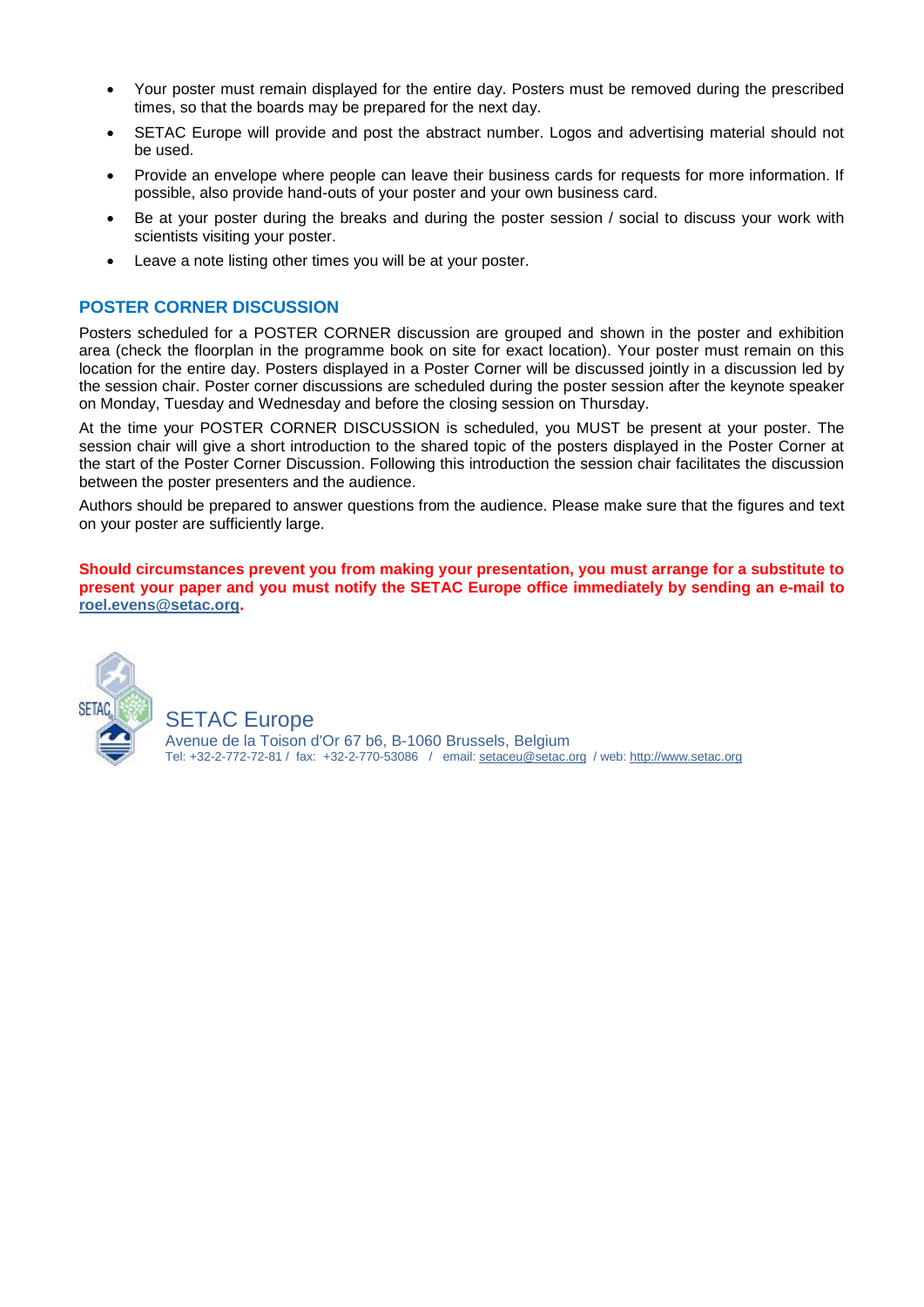- Your poster must remain displayed for the entire day. Posters must be removed during the prescribed times, so that the boards may be prepared for the next day.
- SETAC Europe will provide and post the abstract number. Logos and advertising material should not be used.
- Provide an envelope where people can leave their business cards for requests for more information. If possible, also provide hand-outs of your poster and your own business card.
- Be at your poster during the breaks and during the poster session / social to discuss your work with scientists visiting your poster.
- Leave a note listing other times you will be at your poster.

## POSTER CORNER DISCUSSION

Posters scheduled for a POSTER CORNER discussion are grouped and shown in the poster and exhibition area (check the floorplan in the programme book on site for exact location). Your poster must remain on this location for the entire day. Posters displayed in a Poster Corner will be discussed jointly in a discussion led by the session chair. Poster corner discussions are scheduled during the poster session after the keynote speaker on Monday, Tuesday and Wednesday and before the closing session on Thursday.

At the time your POSTER CORNER DISCUSSION is scheduled, you MUST be present at your poster. The session chair will give a short introduction to the shared topic of the posters displayed in the Poster Corner at the start of the Poster Corner Discussion. Following this introduction the session chair facilitates the discussion between the poster presenters and the audience.

Authors should be prepared to answer questions from the audience. Please make sure that the figures and text on your poster are sufficiently large.

**Should circumstances prevent you from making your presentation, you must arrange for a substitute to present your paper and you must notify the SETAC Europe office immediately by sending an e-mail to roel.evens@setac.org.**

SETAC Europe
Avenue de la Toison d'Or 67 b6, B-1060 Brussels, Belgium
Tel: +32-2-772-72-81 / fax: +32-2-770-53086 / email: setaceu@setac.org / web: http://www.setac.org